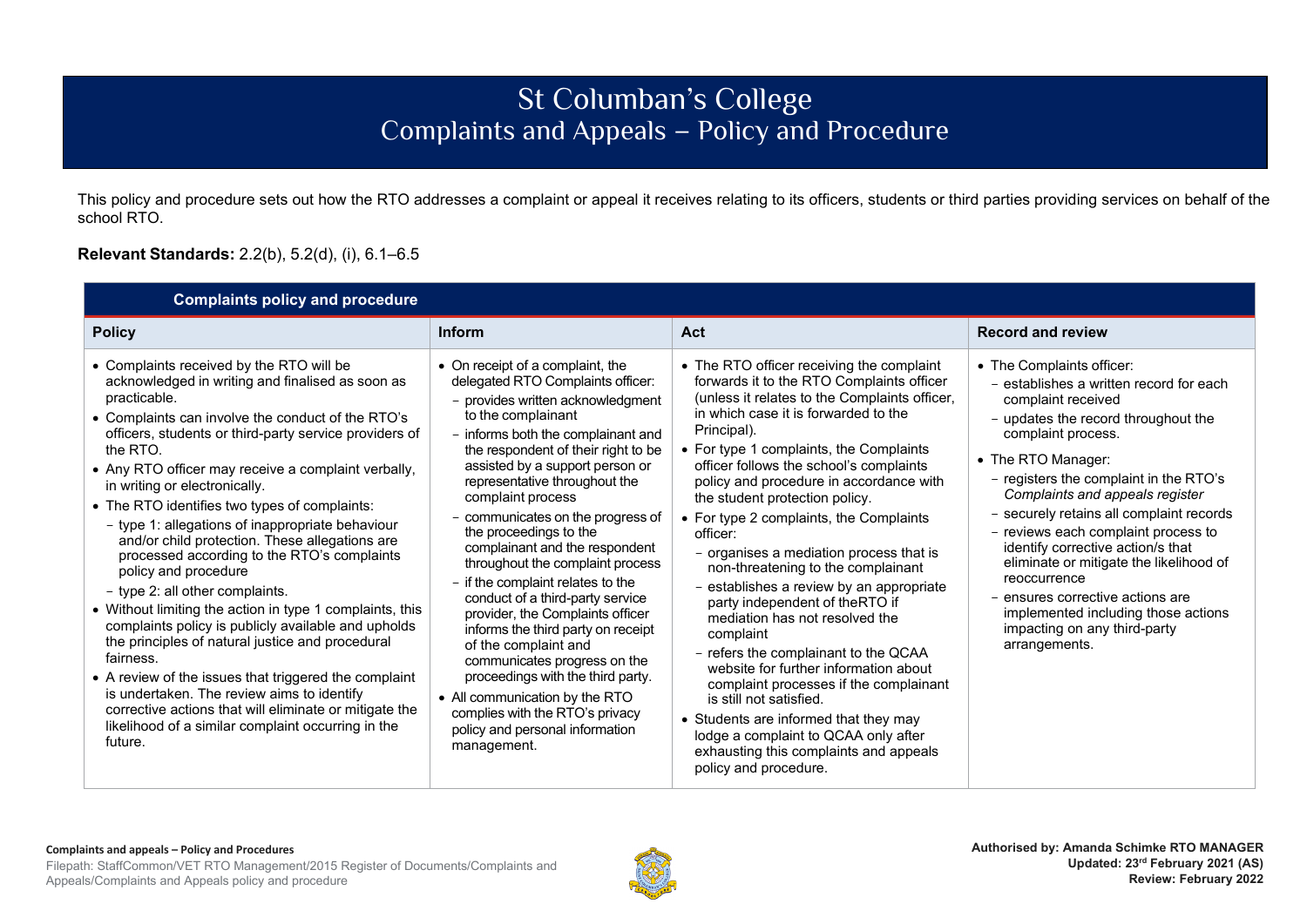# St Columban's College
## Complaints and Appeals – Policy and Procedure

This policy and procedure sets out how the RTO addresses a complaint or appeal it receives relating to its officers, students or third parties providing services on behalf of the school RTO.

**Relevant Standards:** 2.2(b), 5.2(d), (i), 6.1–6.5

### Complaints policy and procedure

| Policy | Inform | Act | Record and review |
|---|---|---|---|
| • Complaints received by the RTO will be acknowledged in writing and finalised as soon as practicable.<br>• Complaints can involve the conduct of the RTO's officers, students or third-party service providers of the RTO.<br>• Any RTO officer may receive a complaint verbally, in writing or electronically.<br>• The RTO identifies two types of complaints:<br>– type 1: allegations of inappropriate behaviour and/or child protection. These allegations are processed according to the RTO's complaints policy and procedure<br>– type 2: all other complaints.<br>• Without limiting the action in type 1 complaints, this complaints policy is publicly available and upholds the principles of natural justice and procedural fairness.<br>• A review of the issues that triggered the complaint is undertaken. The review aims to identify corrective actions that will eliminate or mitigate the likelihood of a similar complaint occurring in the future. | • On receipt of a complaint, the delegated RTO Complaints officer:<br>– provides written acknowledgment to the complainant<br>– informs both the complainant and the respondent of their right to be assisted by a support person or representative throughout the complaint process<br>– communicates on the progress of the proceedings to the complainant and the respondent throughout the complaint process<br>– if the complaint relates to the conduct of a third-party service provider, the Complaints officer informs the third party on receipt of the complaint and communicates progress on the proceedings with the third party.<br>• All communication by the RTO complies with the RTO's privacy policy and personal information management. | • The RTO officer receiving the complaint forwards it to the RTO Complaints officer (unless it relates to the Complaints officer, in which case it is forwarded to the Principal).<br>• For type 1 complaints, the Complaints officer follows the school's complaints policy and procedure in accordance with the student protection policy.<br>• For type 2 complaints, the Complaints officer:<br>– organises a mediation process that is non-threatening to the complainant<br>– establishes a review by an appropriate party independent of theRTO if mediation has not resolved the complaint<br>– refers the complainant to the QCAA website for further information about complaint processes if the complainant is still not satisfied.<br>• Students are informed that they may lodge a complaint to QCAA only after exhausting this complaints and appeals policy and procedure. | • The Complaints officer:<br>– establishes a written record for each complaint received<br>– updates the record throughout the complaint process.<br>• The RTO Manager:<br>– registers the complaint in the RTO's *Complaints and appeals register*<br>– securely retains all complaint records<br>– reviews each complaint process to identify corrective action/s that eliminate or mitigate the likelihood of reoccurrence<br>– ensures corrective actions are implemented including those actions impacting on any third-party arrangements. |

**Complaints and appeals – Policy and Procedures**
Filepath: StaffCommon/VET RTO Management/2015 Register of Documents/Complaints and Appeals/Complaints and Appeals policy and procedure

**Authorised by: Amanda Schimke RTO MANAGER**
**Updated: 23rd February 2021 (AS)**
**Review: February 2022**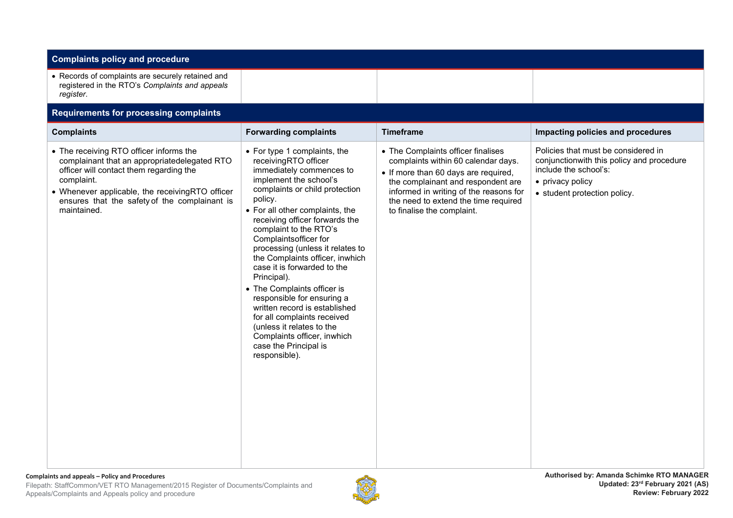| Complaints policy and procedure | | | |
|---|---|---|---|
| • Records of complaints are securely retained and registered in the RTO's *Complaints and appeals register*. | | | |

## Requirements for processing complaints

| Complaints | Forwarding complaints | Timeframe | Impacting policies and procedures |
|---|---|---|---|
| • The receiving RTO officer informs the complainant that an appropriatedelegated RTO officer will contact them regarding the complaint.<br>• Whenever applicable, the receivingRTO officer ensures that the safety of the complainant is maintained. | • For type 1 complaints, the receivingRTO officer immediately commences to implement the school's complaints or child protection policy.<br>• For all other complaints, the receiving officer forwards the complaint to the RTO's Complaintsofficer for processing (unless it relates to the Complaints officer, inwhich case it is forwarded to the Principal).<br>• The Complaints officer is responsible for ensuring a written record is established for all complaints received (unless it relates to the Complaints officer, inwhich case the Principal is responsible). | • The Complaints officer finalises complaints within 60 calendar days.<br>• If more than 60 days are required, the complainant and respondent are informed in writing of the reasons for the need to extend the time required to finalise the complaint. | Policies that must be considered in conjunctionwith this policy and procedure include the school's:<br>• privacy policy<br>• student protection policy. |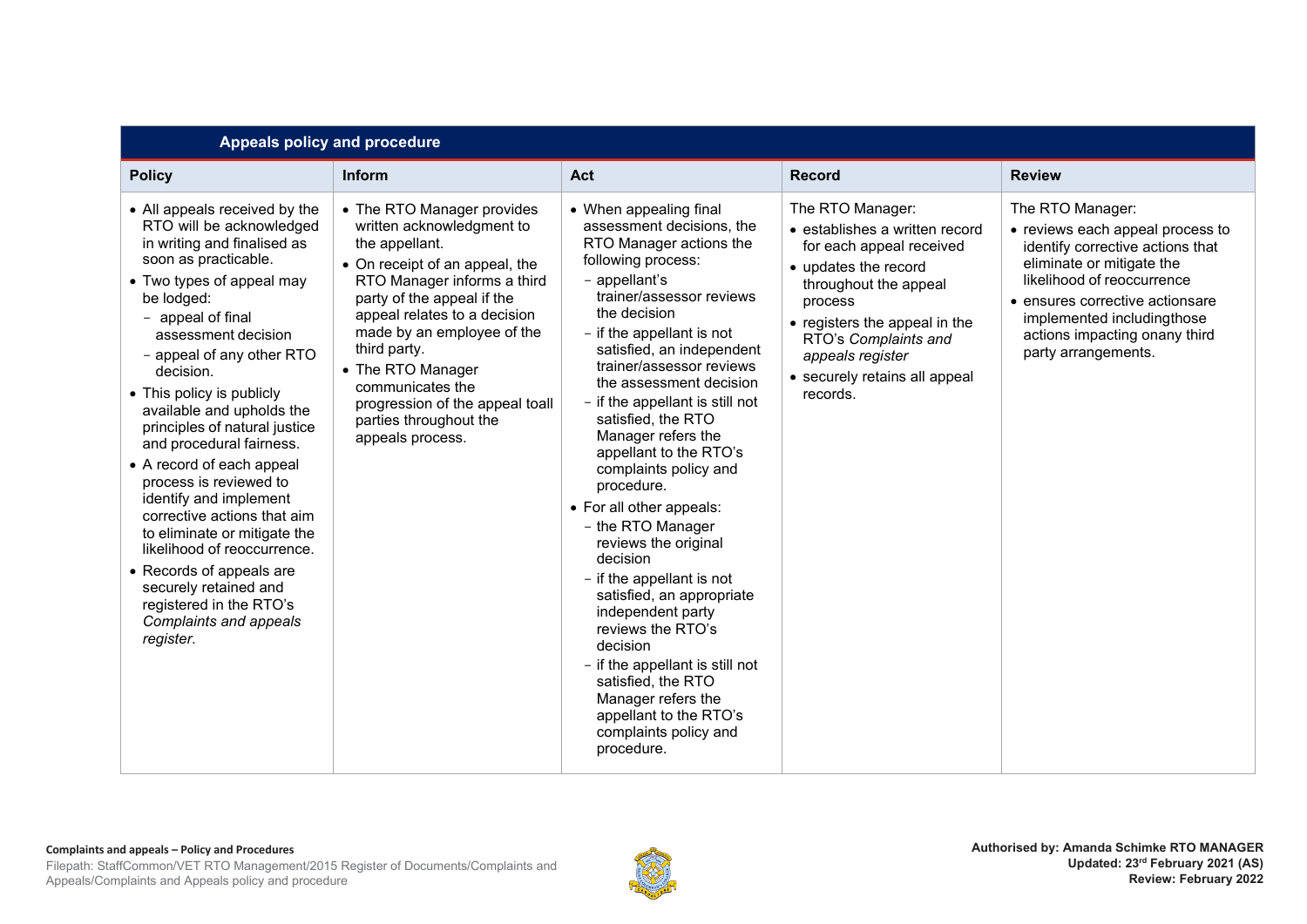## Appeals policy and procedure

| Policy | Inform | Act | Record | Review |
|---|---|---|---|---|
| • All appeals received by the RTO will be acknowledged in writing and finalised as soon as practicable.<br>• Two types of appeal may be lodged:<br>  − appeal of final assessment decision<br>  − appeal of any other RTO decision.<br>• This policy is publicly available and upholds the principles of natural justice and procedural fairness.<br>• A record of each appeal process is reviewed to identify and implement corrective actions that aim to eliminate or mitigate the likelihood of reoccurrence.<br>• Records of appeals are securely retained and registered in the RTO's *Complaints and appeals register*. | • The RTO Manager provides written acknowledgment to the appellant.<br>• On receipt of an appeal, the RTO Manager informs a third party of the appeal if the appeal relates to a decision made by an employee of the third party.<br>• The RTO Manager communicates the progression of the appeal toall parties throughout the appeals process. | • When appealing final assessment decisions, the RTO Manager actions the following process:<br>  − appellant's trainer/assessor reviews the decision<br>  − if the appellant is not satisfied, an independent trainer/assessor reviews the assessment decision<br>  − if the appellant is still not satisfied, the RTO Manager refers the appellant to the RTO's complaints policy and procedure.<br>• For all other appeals:<br>  − the RTO Manager reviews the original decision<br>  − if the appellant is not satisfied, an appropriate independent party reviews the RTO's decision<br>  − if the appellant is still not satisfied, the RTO Manager refers the appellant to the RTO's complaints policy and procedure. | The RTO Manager:<br>• establishes a written record for each appeal received<br>• updates the record throughout the appeal process<br>• registers the appeal in the RTO's *Complaints and appeals register*<br>• securely retains all appeal records. | The RTO Manager:<br>• reviews each appeal process to identify corrective actions that eliminate or mitigate the likelihood of reoccurrence<br>• ensures corrective actionsare implemented includingthose actions impacting onany third party arrangements. |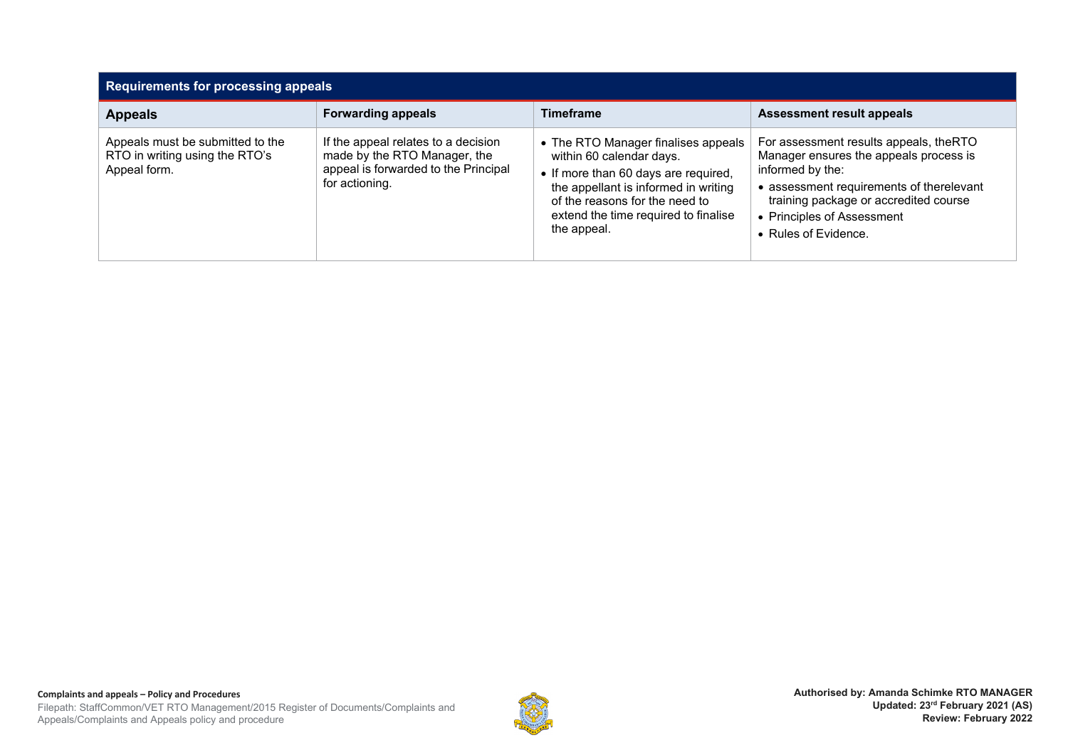## Requirements for processing appeals

| Appeals | Forwarding appeals | Timeframe | Assessment result appeals |
|---|---|---|---|
| Appeals must be submitted to the RTO in writing using the RTO's Appeal form. | If the appeal relates to a decision made by the RTO Manager, the appeal is forwarded to the Principal for actioning. | • The RTO Manager finalises appeals within 60 calendar days.<br>• If more than 60 days are required, the appellant is informed in writing of the reasons for the need to extend the time required to finalise the appeal. | For assessment results appeals, theRTO Manager ensures the appeals process is informed by the:<br>• assessment requirements of therelevant training package or accredited course<br>• Principles of Assessment<br>• Rules of Evidence. |